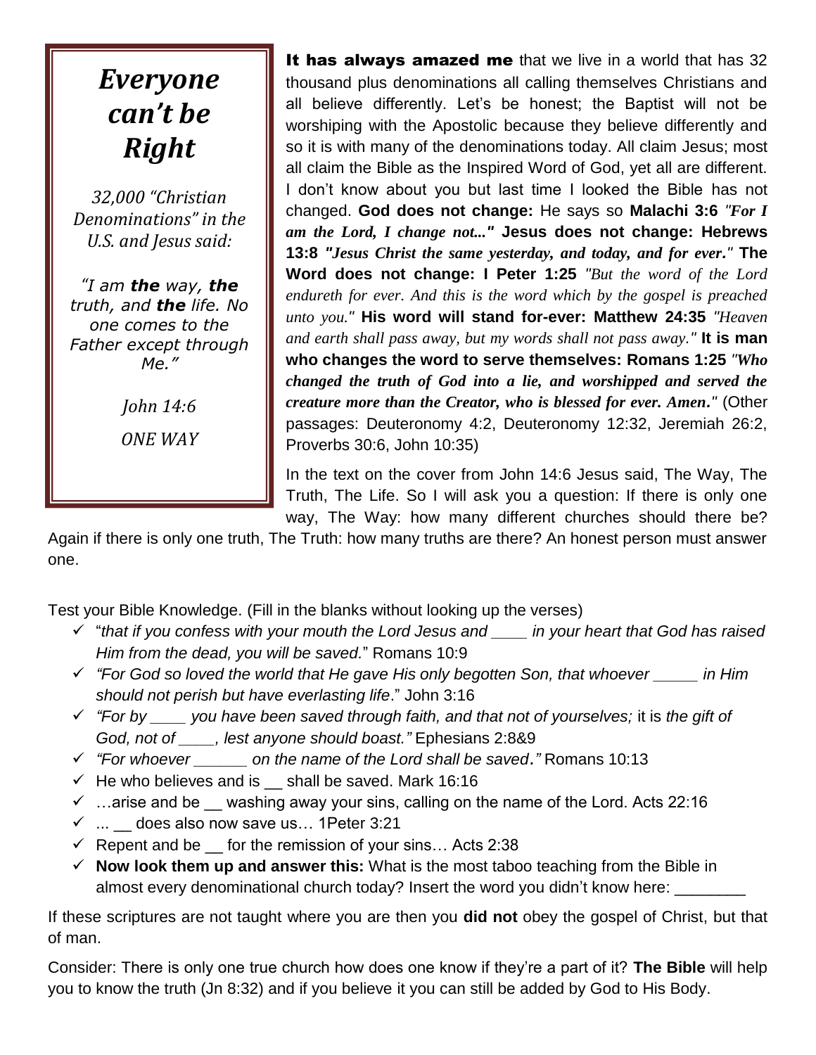# *Everyone can't be Right*

*32,000 "Christian Denominations" in the U.S. and Jesus said:*

*"I am **the** way, **the** truth, and **the** life. No one comes to the Father except through Me."*

*John 14:6*

*ONE WAY*

**It has always amazed me** that we live in a world that has 32 thousand plus denominations all calling themselves Christians and all believe differently. Let's be honest; the Baptist will not be worshiping with the Apostolic because they believe differently and so it is with many of the denominations today. All claim Jesus; most all claim the Bible as the Inspired Word of God, yet all are different. I don't know about you but last time I looked the Bible has not changed. **God does not change:** He says so **Malachi 3:6** *"For I am the Lord, I change not..."* **Jesus does not change: Hebrews 13:8** ***"Jesus Christ the same yesterday, and today, and for ever."*** **The Word does not change: I Peter 1:25** *"But the word of the Lord endureth for ever. And this is the word which by the gospel is preached unto you."* **His word will stand for-ever: Matthew 24:35** *"Heaven and earth shall pass away, but my words shall not pass away."* **It is man who changes the word to serve themselves: Romans 1:25** ***"Who changed the truth of God into a lie, and worshipped and served the creature more than the Creator, who is blessed for ever. Amen."*** (Other passages: Deuteronomy 4:2, Deuteronomy 12:32, Jeremiah 26:2, Proverbs 30:6, John 10:35)

In the text on the cover from John 14:6 Jesus said, The Way, The Truth, The Life. So I will ask you a question: If there is only one way, The Way: how many different churches should there be? Again if there is only one truth, The Truth: how many truths are there? An honest person must answer one.

Test your Bible Knowledge. (Fill in the blanks without looking up the verses)

- ✓ "*that if you confess with your mouth the Lord Jesus and ____ in your heart that God has raised Him from the dead, you will be saved.*" Romans 10:9
- ✓ *"For God so loved the world that He gave His only begotten Son, that whoever _____ in Him should not perish but have everlasting life*." John 3:16
- ✓ *"For by ____ you have been saved through faith, and that not of yourselves;* it is *the gift of God, not of ____, lest anyone should boast."* Ephesians 2:8&9
- ✓ *"For whoever ______ on the name of the Lord shall be saved."* Romans 10:13
- ✓ He who believes and is __ shall be saved. Mark 16:16
- ✓ …arise and be __ washing away your sins, calling on the name of the Lord. Acts 22:16
- ✓ ... __ does also now save us… 1Peter 3:21
- ✓ Repent and be __ for the remission of your sins… Acts 2:38
- ✓ **Now look them up and answer this:** What is the most taboo teaching from the Bible in almost every denominational church today? Insert the word you didn't know here: ________

If these scriptures are not taught where you are then you **did not** obey the gospel of Christ, but that of man.

Consider: There is only one true church how does one know if they're a part of it? **The Bible** will help you to know the truth (Jn 8:32) and if you believe it you can still be added by God to His Body.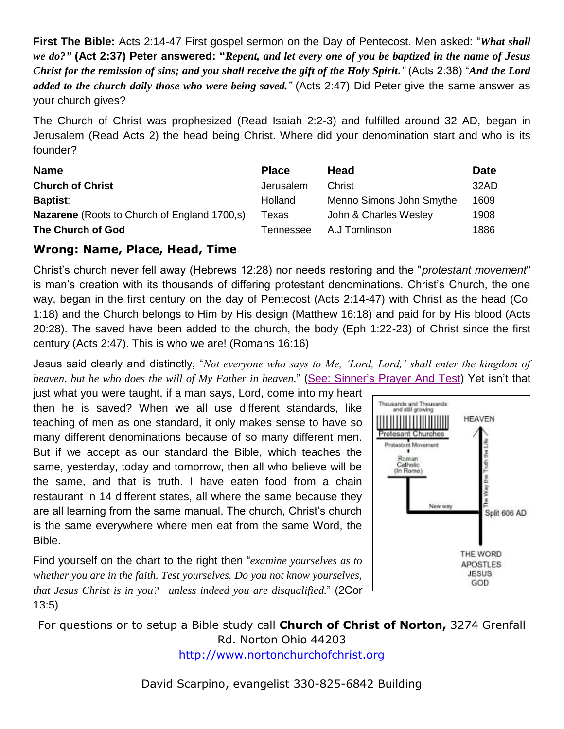**First The Bible:** Acts 2:14-47 First gospel sermon on the Day of Pentecost. Men asked: "***What shall we do?"*** **(Act 2:37) Peter answered: "*Repent, and let every one of you be baptized in the name of Jesus Christ for the remission of sins; and you shall receive the gift of the Holy Spirit."*** (Acts 2:38) "***And the Lord added to the church daily those who were being saved."*** (Acts 2:47) Did Peter give the same answer as your church gives?

The Church of Christ was prophesized (Read Isaiah 2:2-3) and fulfilled around 32 AD, began in Jerusalem (Read Acts 2) the head being Christ. Where did your denomination start and who is its founder?

| Name | Place | Head | Date |
|---|---|---|---|
| **Church of Christ** | Jerusalem | Christ | 32AD |
| **Baptist**: | Holland | Menno Simons John Smythe | 1609 |
| **Nazarene** (Roots to Church of England 1700,s) | Texas | John & Charles Wesley | 1908 |
| **The Church of God** | Tennessee | A.J Tomlinson | 1886 |

### Wrong: Name, Place, Head, Time

Christ's church never fell away (Hebrews 12:28) nor needs restoring and the "*protestant movement*" is man's creation with its thousands of differing protestant denominations. Christ's Church, the one way, began in the first century on the day of Pentecost (Acts 2:14-47) with Christ as the head (Col 1:18) and the Church belongs to Him by His design (Matthew 16:18) and paid for by His blood (Acts 20:28). The saved have been added to the church, the body (Eph 1:22-23) of Christ since the first century (Acts 2:47). This is who we are! (Romans 16:16)

Jesus said clearly and distinctly, "*Not everyone who says to Me, 'Lord, Lord,' shall enter the kingdom of heaven, but he who does the will of My Father in heaven.*" (See: Sinner's Prayer And Test) Yet isn't that just what you were taught, if a man says, Lord, come into my heart then he is saved? When we all use different standards, like teaching of men as one standard, it only makes sense to have so many different denominations because of so many different men. But if we accept as our standard the Bible, which teaches the same, yesterday, today and tomorrow, then all who believe will be the same, and that is truth. I have eaten food from a chain restaurant in 14 different states, all where the same because they are all learning from the same manual. The church, Christ's church is the same everywhere where men eat from the same Word, the Bible.

Thousands and Thousands and still growing
Protesant Churches
Protestant Movement
Roman Catholic (In Rome)
New way
HEAVEN
The Way the Truth the Life
Split 606 AD
THE WORD
APOSTLES
JESUS
GOD

Find yourself on the chart to the right then "*examine yourselves as to whether you are in the faith. Test yourselves. Do you not know yourselves, that Jesus Christ is in you?—unless indeed you are disqualified.*" (2Cor 13:5)

For questions or to setup a Bible study call **Church of Christ of Norton,** 3274 Grenfall Rd. Norton Ohio 44203

http://www.nortonchurchofchrist.org

David Scarpino, evangelist 330-825-6842 Building